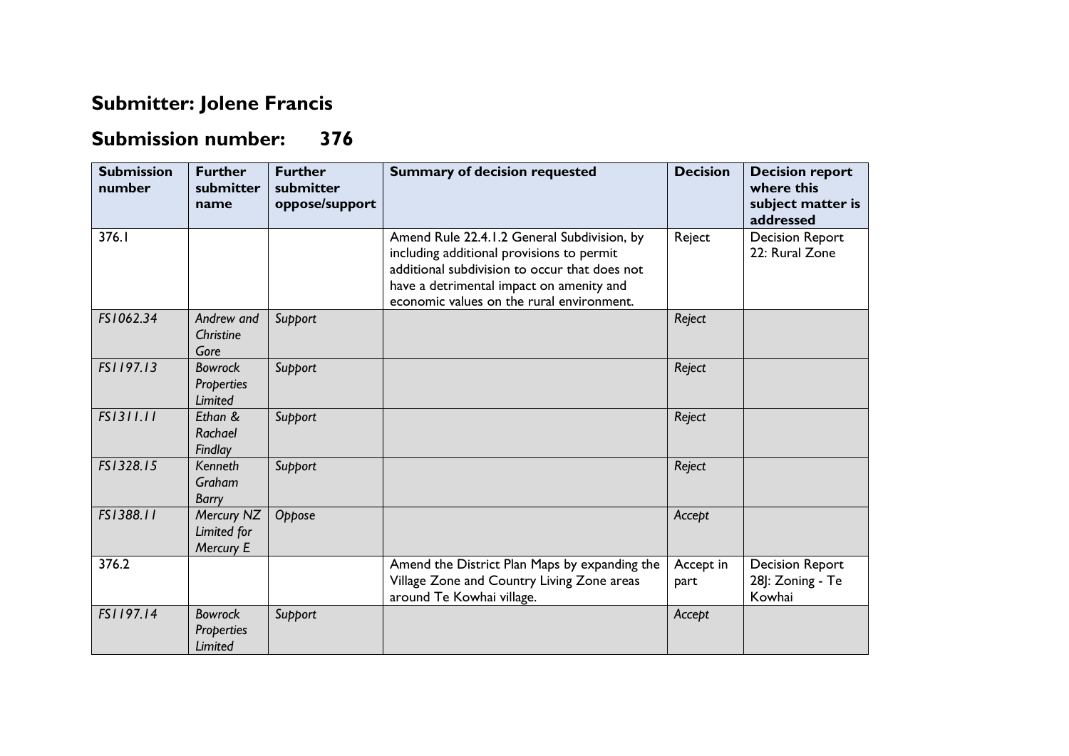## Submitter: Jolene Francis

## Submission number: 376

| Submission number | Further submitter name | Further submitter oppose/support | Summary of decision requested | Decision | Decision report where this subject matter is addressed |
|---|---|---|---|---|---|
| 376.1 | | | Amend Rule 22.4.1.2 General Subdivision, by including additional provisions to permit additional subdivision to occur that does not have a detrimental impact on amenity and economic values on the rural environment. | Reject | Decision Report 22: Rural Zone |
| *FS1062.34* | *Andrew and Christine Gore* | *Support* | | *Reject* | |
| *FS1197.13* | *Bowrock Properties Limited* | *Support* | | *Reject* | |
| *FS1311.11* | *Ethan & Rachael Findlay* | *Support* | | *Reject* | |
| *FS1328.15* | *Kenneth Graham Barry* | *Support* | | *Reject* | |
| *FS1388.11* | *Mercury NZ Limited for Mercury E* | *Oppose* | | *Accept* | |
| 376.2 | | | Amend the District Plan Maps by expanding the Village Zone and Country Living Zone areas around Te Kowhai village. | Accept in part | Decision Report 28J: Zoning - Te Kowhai |
| *FS1197.14* | *Bowrock Properties Limited* | *Support* | | *Accept* | |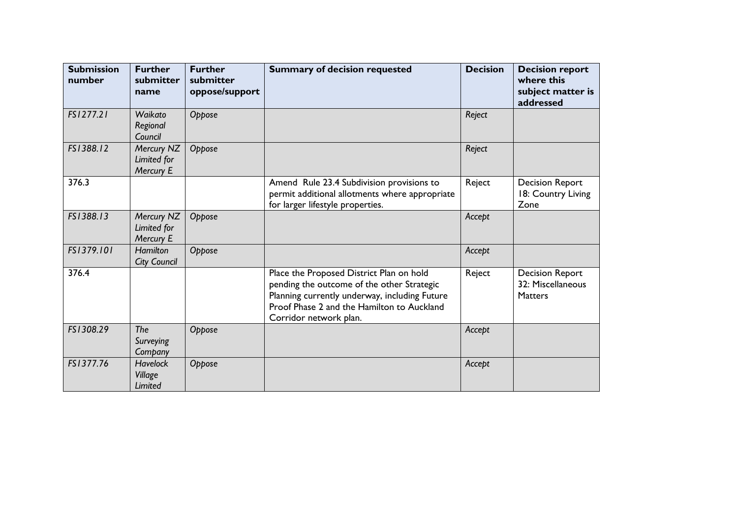| Submission number | Further submitter name | Further submitter oppose/support | Summary of decision requested | Decision | Decision report where this subject matter is addressed |
|---|---|---|---|---|---|
| *FS1277.21* | *Waikato Regional Council* | *Oppose* | | *Reject* | |
| *FS1388.12* | *Mercury NZ Limited for Mercury E* | *Oppose* | | *Reject* | |
| 376.3 | | | Amend Rule 23.4 Subdivision provisions to permit additional allotments where appropriate for larger lifestyle properties. | Reject | Decision Report 18: Country Living Zone |
| *FS1388.13* | *Mercury NZ Limited for Mercury E* | *Oppose* | | *Accept* | |
| *FS1379.101* | *Hamilton City Council* | *Oppose* | | *Accept* | |
| 376.4 | | | Place the Proposed District Plan on hold pending the outcome of the other Strategic Planning currently underway, including Future Proof Phase 2 and the Hamilton to Auckland Corridor network plan. | Reject | Decision Report 32: Miscellaneous Matters |
| *FS1308.29* | *The Surveying Company* | *Oppose* | | *Accept* | |
| *FS1377.76* | *Havelock Village Limited* | *Oppose* | | *Accept* | |